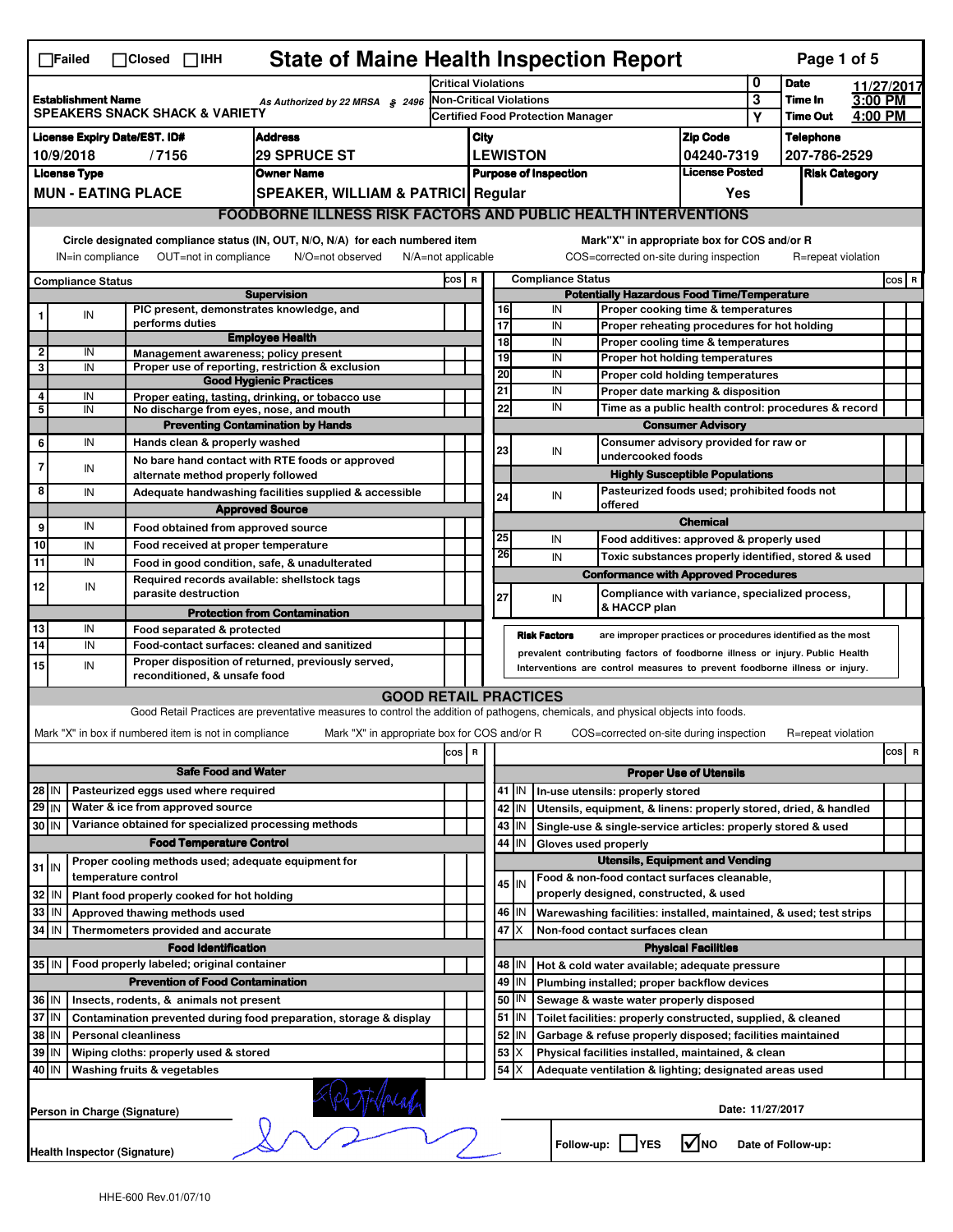☐Failed ☐Closed ☐IHH

# State of Maine Health Inspection Report

| | | | |
|---|---|---|---|
| **Establishment Name** SPEAKERS SNACK SHACK & VARIETY | As Authorized by 22 MRSA § 2496 | Critical Violations | 0 |
| | | Non-Critical Violations | 3 |
| | | Certified Food Protection Manager | Y |

**Date** 11/27/2017 **Time In** 3:00 PM **Time Out** 4:00 PM

| License Expiry Date/EST. ID# | Address | City | Zip Code | Telephone |
|---|---|---|---|---|
| 10/9/2018 / 7156 | 29 SPRUCE ST | LEWISTON | 04240-7319 | 207-786-2529 |
| **License Type** | **Owner Name** | **Purpose of Inspection** | **License Posted** | **Risk Category** |
| MUN - EATING PLACE | SPEAKER, WILLIAM & PATRICI | Regular | Yes | |

## FOODBORNE ILLNESS RISK FACTORS AND PUBLIC HEALTH INTERVENTIONS

Circle designated compliance status (IN, OUT, N/O, N/A) for each numbered item
IN=in compliance OUT=not in compliance N/O=not observed N/A=not applicable

Mark "X" in appropriate box for COS and/or R
COS=corrected on-site during inspection R=repeat violation

| # | Compliance Status | | COS | R |
|---|---|---|---|---|
| | | **Supervision** | | |
| 1 | IN | PIC present, demonstrates knowledge, and performs duties | | |
| | | **Employee Health** | | |
| 2 | IN | Management awareness; policy present | | |
| 3 | IN | Proper use of reporting, restriction & exclusion | | |
| | | **Good Hygienic Practices** | | |
| 4 | IN | Proper eating, tasting, drinking, or tobacco use | | |
| 5 | IN | No discharge from eyes, nose, and mouth | | |
| | | **Preventing Contamination by Hands** | | |
| 6 | IN | Hands clean & properly washed | | |
| 7 | IN | No bare hand contact with RTE foods or approved alternate method properly followed | | |
| 8 | IN | Adequate handwashing facilities supplied & accessible | | |
| | | **Approved Source** | | |
| 9 | IN | Food obtained from approved source | | |
| 10 | IN | Food received at proper temperature | | |
| 11 | IN | Food in good condition, safe, & unadulterated | | |
| 12 | IN | Required records available: shellstock tags parasite destruction | | |
| | | **Protection from Contamination** | | |
| 13 | IN | Food separated & protected | | |
| 14 | IN | Food-contact surfaces: cleaned and sanitized | | |
| 15 | IN | Proper disposition of returned, previously served, reconditioned, & unsafe food | | |
| | | **Potentially Hazardous Food Time/Temperature** | | |
| 16 | IN | Proper cooking time & temperatures | | |
| 17 | IN | Proper reheating procedures for hot holding | | |
| 18 | IN | Proper cooling time & temperatures | | |
| 19 | IN | Proper hot holding temperatures | | |
| 20 | IN | Proper cold holding temperatures | | |
| 21 | IN | Proper date marking & disposition | | |
| 22 | IN | Time as a public health control: procedures & record | | |
| | | **Consumer Advisory** | | |
| 23 | IN | Consumer advisory provided for raw or undercooked foods | | |
| | | **Highly Susceptible Populations** | | |
| 24 | IN | Pasteurized foods used; prohibited foods not offered | | |
| | | **Chemical** | | |
| 25 | IN | Food additives: approved & properly used | | |
| 26 | IN | Toxic substances properly identified, stored & used | | |
| | | **Conformance with Approved Procedures** | | |
| 27 | IN | Compliance with variance, specialized process, & HACCP plan | | |

**Risk Factors** are improper practices or procedures identified as the most prevalent contributing factors of foodborne illness or injury. Public Health Interventions are control measures to prevent foodborne illness or injury.

## GOOD RETAIL PRACTICES

Good Retail Practices are preventative measures to control the addition of pathogens, chemicals, and physical objects into foods.

Mark "X" in box if numbered item is not in compliance Mark "X" in appropriate box for COS and/or R COS=corrected on-site during inspection R=repeat violation

| # | | | COS | R |
|---|---|---|---|---|
| | | **Safe Food and Water** | | |
| 28 | IN | Pasteurized eggs used where required | | |
| 29 | IN | Water & ice from approved source | | |
| 30 | IN | Variance obtained for specialized processing methods | | |
| | | **Food Temperature Control** | | |
| 31 | IN | Proper cooling methods used; adequate equipment for temperature control | | |
| 32 | IN | Plant food properly cooked for hot holding | | |
| 33 | IN | Approved thawing methods used | | |
| 34 | IN | Thermometers provided and accurate | | |
| | | **Food Identification** | | |
| 35 | IN | Food properly labeled; original container | | |
| | | **Prevention of Food Contamination** | | |
| 36 | IN | Insects, rodents, & animals not present | | |
| 37 | IN | Contamination prevented during food preparation, storage & display | | |
| 38 | IN | Personal cleanliness | | |
| 39 | IN | Wiping cloths: properly used & stored | | |
| 40 | IN | Washing fruits & vegetables | | |
| | | **Proper Use of Utensils** | | |
| 41 | IN | In-use utensils: properly stored | | |
| 42 | IN | Utensils, equipment, & linens: properly stored, dried, & handled | | |
| 43 | IN | Single-use & single-service articles: properly stored & used | | |
| 44 | IN | Gloves used properly | | |
| | | **Utensils, Equipment and Vending** | | |
| 45 | IN | Food & non-food contact surfaces cleanable, properly designed, constructed, & used | | |
| 46 | IN | Warewashing facilities: installed, maintained, & used; test strips | | |
| 47 | X | Non-food contact surfaces clean | | |
| | | **Physical Facilities** | | |
| 48 | IN | Hot & cold water available; adequate pressure | | |
| 49 | IN | Plumbing installed; proper backflow devices | | |
| 50 | IN | Sewage & waste water properly disposed | | |
| 51 | IN | Toilet facilities: properly constructed, supplied, & cleaned | | |
| 52 | IN | Garbage & refuse properly disposed; facilities maintained | | |
| 53 | X | Physical facilities installed, maintained, & clean | | |
| 54 | X | Adequate ventilation & lighting; designated areas used | | |

Person in Charge (Signature)

Date: 11/27/2017

Health Inspector (Signature)

Follow-up: ☐ YES ☑ NO Date of Follow-up:

HHE-600 Rev.01/07/10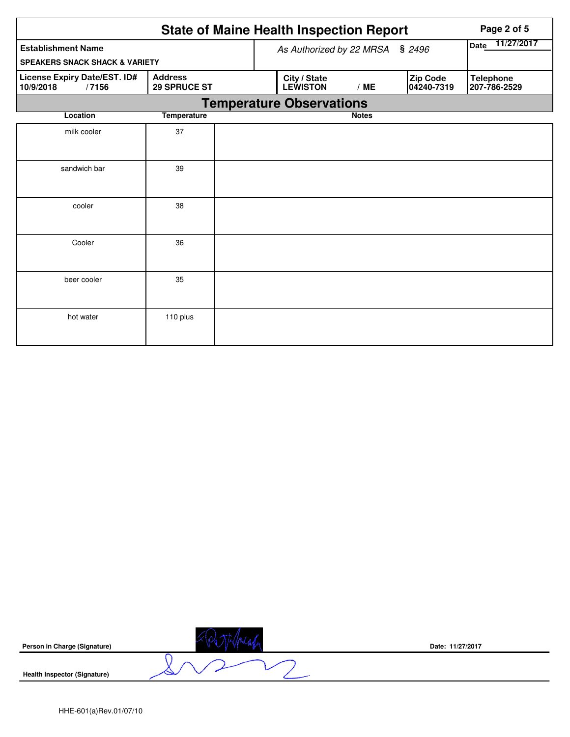# State of Maine Health Inspection Report

| Establishment Name | As Authorized by 22 MRSA § 2496 | Date 11/27/2017 |
|---|---|---|
| SPEAKERS SNACK SHACK & VARIETY | | |

| License Expiry Date/EST. ID# | Address | City / State | Zip Code | Telephone |
|---|---|---|---|---|
| 10/9/2018 / 7156 | 29 SPRUCE ST | LEWISTON / ME | 04240-7319 | 207-786-2529 |

## Temperature Observations

| Location | Temperature | Notes |
|---|---|---|
| milk cooler | 37 | |
| sandwich bar | 39 | |
| cooler | 38 | |
| Cooler | 36 | |
| beer cooler | 35 | |
| hot water | 110 plus | |

**Person in Charge (Signature)** Date: 11/27/2017

**Health Inspector (Signature)**

HHE-601(a)Rev.01/07/10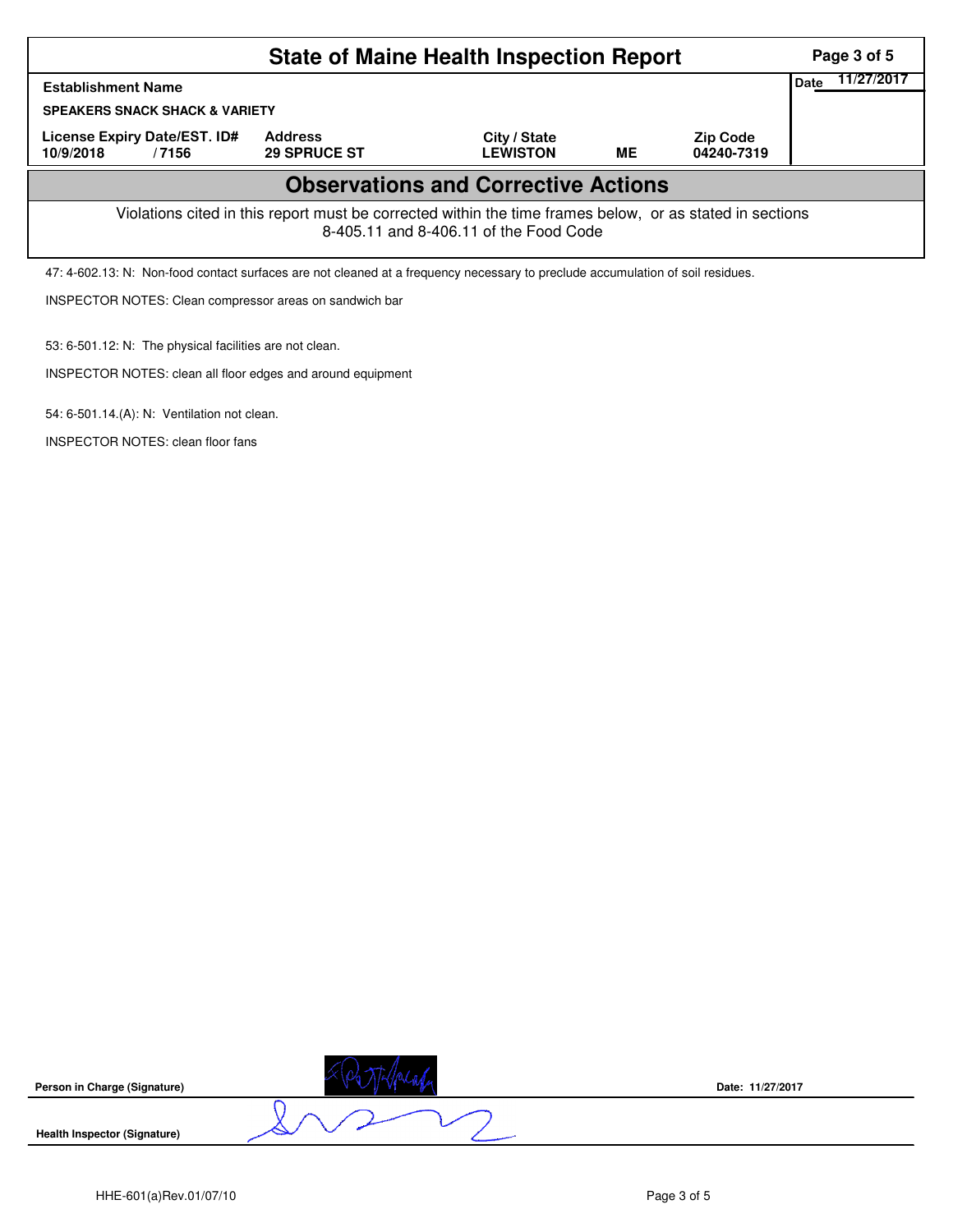# State of Maine Health Inspection Report

| Establishment Name | | | | | Date 11/27/2017 |
|---|---|---|---|---|---|
| SPEAKERS SNACK SHACK & VARIETY | | | | | |
| License Expiry Date/EST. ID# | Address | City / State | | Zip Code | |
| 10/9/2018 / 7156 | 29 SPRUCE ST | LEWISTON | ME | 04240-7319 | |

## Observations and Corrective Actions

Violations cited in this report must be corrected within the time frames below, or as stated in sections 8-405.11 and 8-406.11 of the Food Code

47: 4-602.13: N: Non-food contact surfaces are not cleaned at a frequency necessary to preclude accumulation of soil residues.

INSPECTOR NOTES: Clean compressor areas on sandwich bar

53: 6-501.12: N: The physical facilities are not clean.

INSPECTOR NOTES: clean all floor edges and around equipment

54: 6-501.14.(A): N: Ventilation not clean.

INSPECTOR NOTES: clean floor fans

**Person in Charge (Signature)**

**Date:** 11/27/2017

**Health Inspector (Signature)**

HHE-601(a)Rev.01/07/10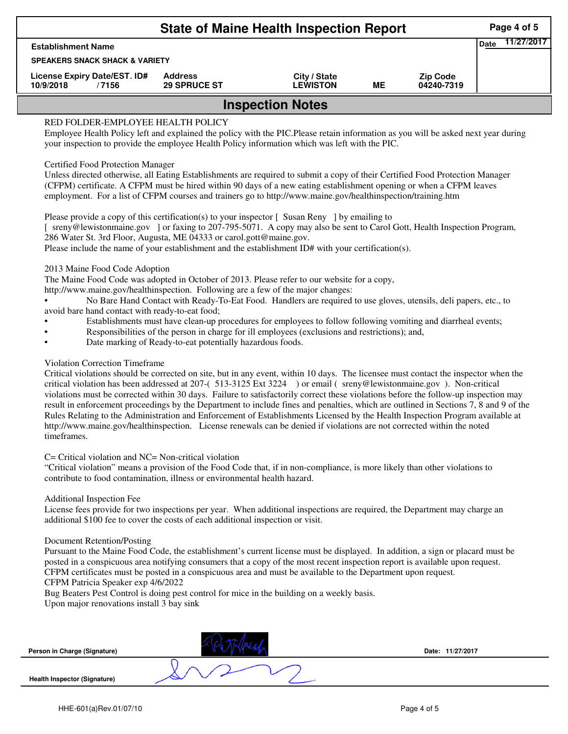# State of Maine Health Inspection Report

| Establishment Name | | | | | Date 11/27/2017 |
|---|---|---|---|---|---|
| SPEAKERS SNACK SHACK & VARIETY | | | | | |
| License Expiry Date/EST. ID# | Address | City / State | | Zip Code | |
| 10/9/2018 / 7156 | 29 SPRUCE ST | LEWISTON | ME | 04240-7319 | |

## Inspection Notes

RED FOLDER-EMPLOYEE HEALTH POLICY

Employee Health Policy left and explained the policy with the PIC.Please retain information as you will be asked next year during your inspection to provide the employee Health Policy information which was left with the PIC.

Certified Food Protection Manager

Unless directed otherwise, all Eating Establishments are required to submit a copy of their Certified Food Protection Manager (CFPM) certificate. A CFPM must be hired within 90 days of a new eating establishment opening or when a CFPM leaves employment. For a list of CFPM courses and trainers go to http://www.maine.gov/healthinspection/training.htm

Please provide a copy of this certification(s) to your inspector [ Susan Reny ] by emailing to [ sreny@lewistonmaine.gov ] or faxing to 207-795-5071. A copy may also be sent to Carol Gott, Health Inspection Program, 286 Water St. 3rd Floor, Augusta, ME 04333 or carol.gott@maine.gov.

Please include the name of your establishment and the establishment ID# with your certification(s).

2013 Maine Food Code Adoption

The Maine Food Code was adopted in October of 2013. Please refer to our website for a copy, http://www.maine.gov/healthinspection. Following are a few of the major changes:

- No Bare Hand Contact with Ready-To-Eat Food. Handlers are required to use gloves, utensils, deli papers, etc., to avoid bare hand contact with ready-to-eat food;
- Establishments must have clean-up procedures for employees to follow following vomiting and diarrheal events;
- Responsibilities of the person in charge for ill employees (exclusions and restrictions); and,
- Date marking of Ready-to-eat potentially hazardous foods.

Violation Correction Timeframe

Critical violations should be corrected on site, but in any event, within 10 days. The licensee must contact the inspector when the critical violation has been addressed at 207-( 513-3125 Ext 3224 ) or email ( sreny@lewistonmaine.gov ). Non-critical violations must be corrected within 30 days. Failure to satisfactorily correct these violations before the follow-up inspection may result in enforcement proceedings by the Department to include fines and penalties, which are outlined in Sections 7, 8 and 9 of the Rules Relating to the Administration and Enforcement of Establishments Licensed by the Health Inspection Program available at http://www.maine.gov/healthinspection. License renewals can be denied if violations are not corrected within the noted timeframes.

C= Critical violation and NC= Non-critical violation

"Critical violation" means a provision of the Food Code that, if in non-compliance, is more likely than other violations to contribute to food contamination, illness or environmental health hazard.

Additional Inspection Fee

License fees provide for two inspections per year. When additional inspections are required, the Department may charge an additional $100 fee to cover the costs of each additional inspection or visit.

Document Retention/Posting

Pursuant to the Maine Food Code, the establishment's current license must be displayed. In addition, a sign or placard must be posted in a conspicuous area notifying consumers that a copy of the most recent inspection report is available upon request. CFPM certificates must be posted in a conspicuous area and must be available to the Department upon request.

CFPM Patricia Speaker exp 4/6/2022

Bug Beaters Pest Control is doing pest control for mice in the building on a weekly basis.

Upon major renovations install 3 bay sink

Person in Charge (Signature) Date: 11/27/2017

Health Inspector (Signature)

HHE-601(a)Rev.01/07/10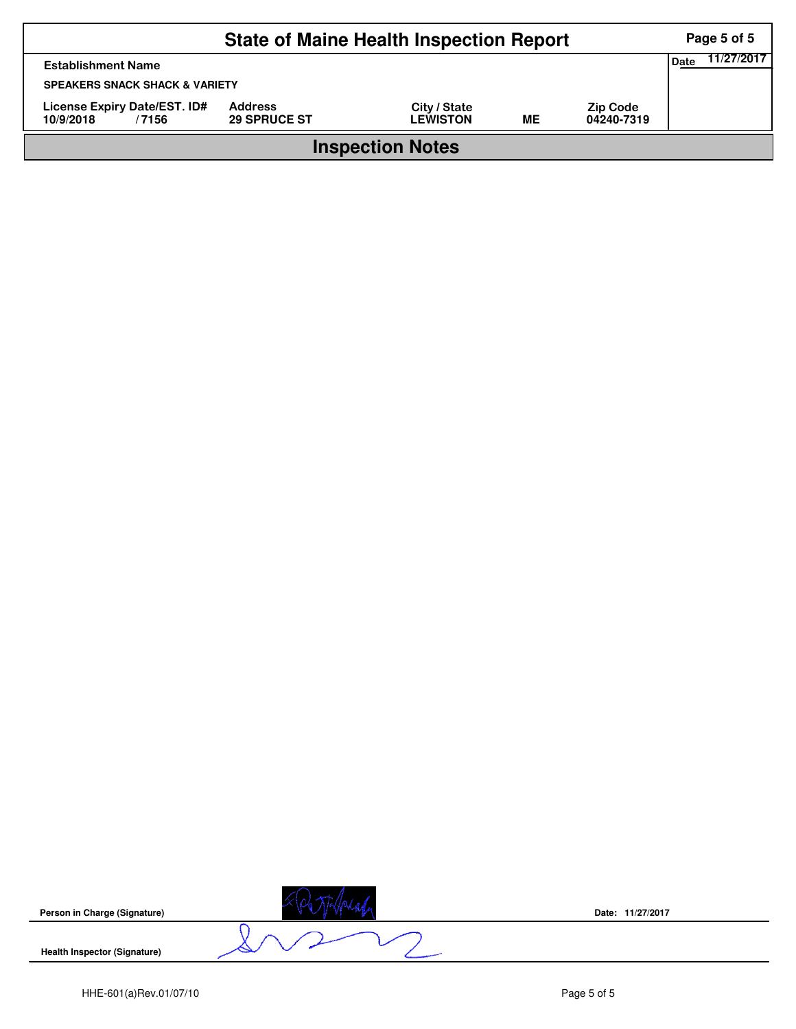# State of Maine Health Inspection Report

| Establishment Name | | | | | Date 11/27/2017 |
|---|---|---|---|---|---|
| SPEAKERS SNACK SHACK & VARIETY | | | | | |
| License Expiry Date/EST. ID# | Address | City / State | | Zip Code | |
| 10/9/2018 / 7156 | 29 SPRUCE ST | LEWISTON | ME | 04240-7319 | |

## Inspection Notes

Person in Charge (Signature)

Date: 11/27/2017

Health Inspector (Signature)

HHE-601(a)Rev.01/07/10